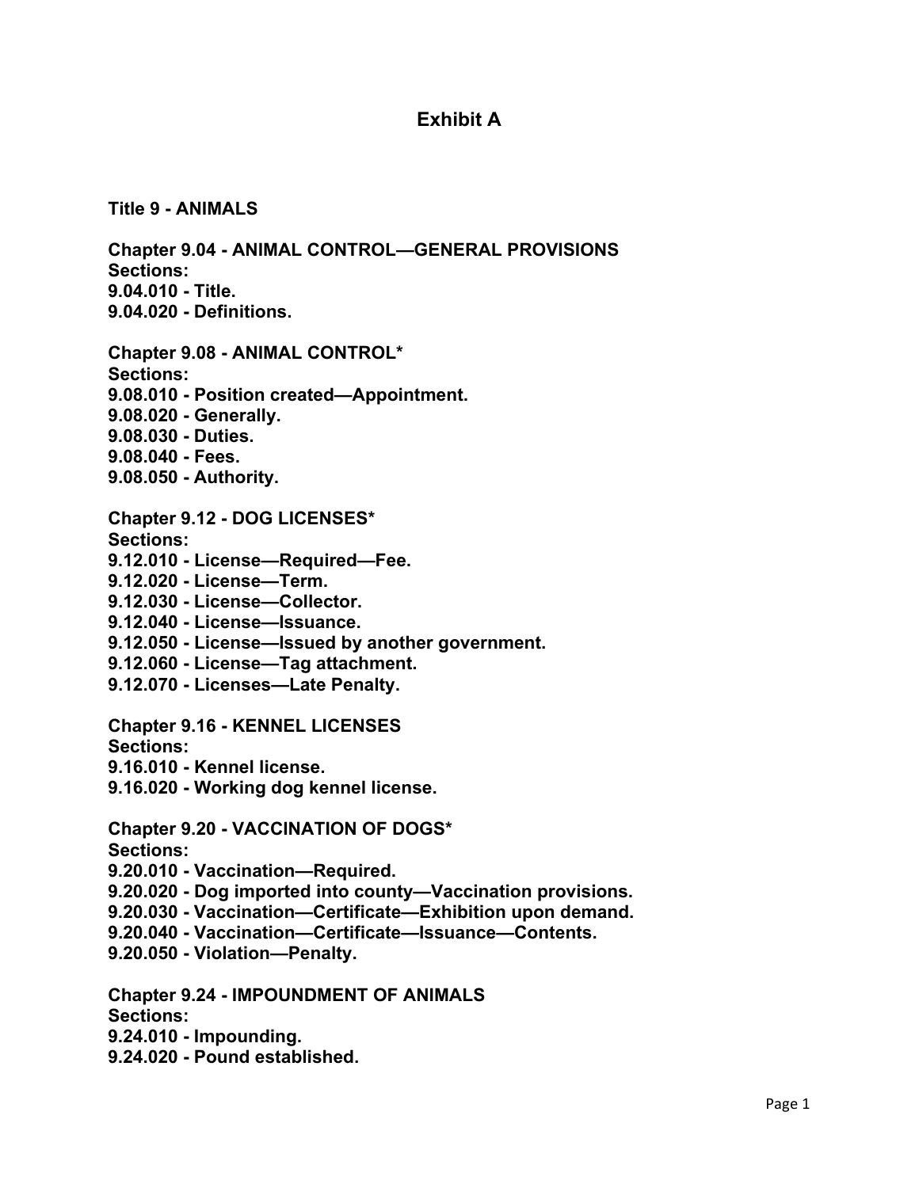# Exhibit A

## Title 9 - ANIMALS

**Chapter 9.04 - ANIMAL CONTROL—GENERAL PROVISIONS**
**Sections:**
**9.04.010 - Title.**
**9.04.020 - Definitions.**

**Chapter 9.08 - ANIMAL CONTROL***
**Sections:**
**9.08.010 - Position created—Appointment.**
**9.08.020 - Generally.**
**9.08.030 - Duties.**
**9.08.040 - Fees.**
**9.08.050 - Authority.**

**Chapter 9.12 - DOG LICENSES***
**Sections:**
**9.12.010 - License—Required—Fee.**
**9.12.020 - License—Term.**
**9.12.030 - License—Collector.**
**9.12.040 - License—Issuance.**
**9.12.050 - License—Issued by another government.**
**9.12.060 - License—Tag attachment.**
**9.12.070 - Licenses—Late Penalty.**

**Chapter 9.16 - KENNEL LICENSES**
**Sections:**
**9.16.010 - Kennel license.**
**9.16.020 - Working dog kennel license.**

**Chapter 9.20 - VACCINATION OF DOGS***
**Sections:**
**9.20.010 - Vaccination—Required.**
**9.20.020 - Dog imported into county—Vaccination provisions.**
**9.20.030 - Vaccination—Certificate—Exhibition upon demand.**
**9.20.040 - Vaccination—Certificate—Issuance—Contents.**
**9.20.050 - Violation—Penalty.**

**Chapter 9.24 - IMPOUNDMENT OF ANIMALS**
**Sections:**
**9.24.010 - Impounding.**
**9.24.020 - Pound established.**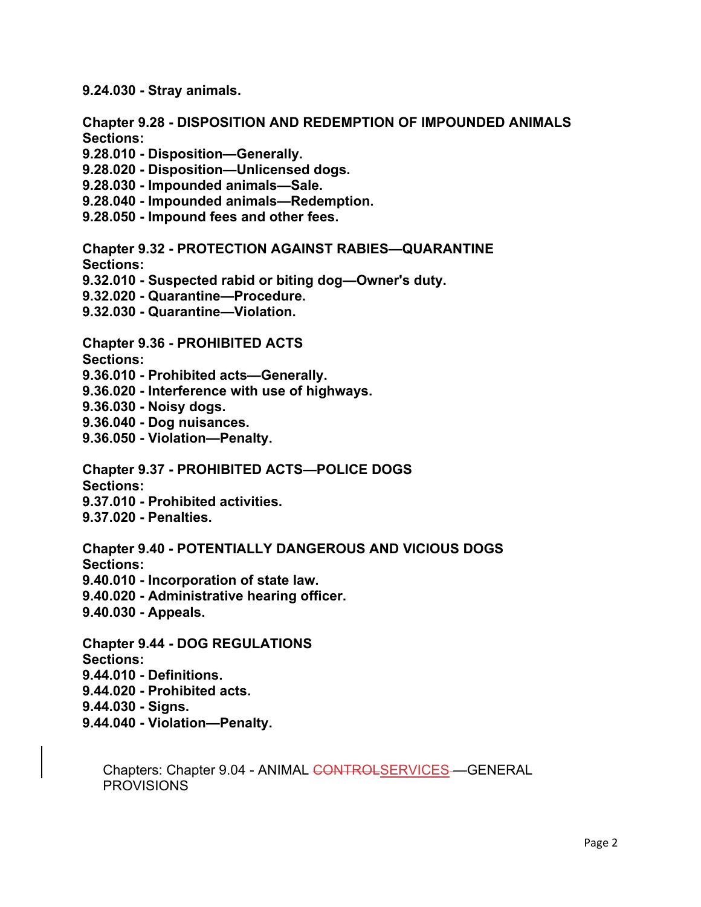**9.24.030 - Stray animals.**

**Chapter 9.28 - DISPOSITION AND REDEMPTION OF IMPOUNDED ANIMALS**
**Sections:**
**9.28.010 - Disposition—Generally.**
**9.28.020 - Disposition—Unlicensed dogs.**
**9.28.030 - Impounded animals—Sale.**
**9.28.040 - Impounded animals—Redemption.**
**9.28.050 - Impound fees and other fees.**

**Chapter 9.32 - PROTECTION AGAINST RABIES—QUARANTINE**
**Sections:**
**9.32.010 - Suspected rabid or biting dog—Owner's duty.**
**9.32.020 - Quarantine—Procedure.**
**9.32.030 - Quarantine—Violation.**

**Chapter 9.36 - PROHIBITED ACTS**
**Sections:**
**9.36.010 - Prohibited acts—Generally.**
**9.36.020 - Interference with use of highways.**
**9.36.030 - Noisy dogs.**
**9.36.040 - Dog nuisances.**
**9.36.050 - Violation—Penalty.**

**Chapter 9.37 - PROHIBITED ACTS—POLICE DOGS**
**Sections:**
**9.37.010 - Prohibited activities.**
**9.37.020 - Penalties.**

**Chapter 9.40 - POTENTIALLY DANGEROUS AND VICIOUS DOGS**
**Sections:**
**9.40.010 - Incorporation of state law.**
**9.40.020 - Administrative hearing officer.**
**9.40.030 - Appeals.**

**Chapter 9.44 - DOG REGULATIONS**
**Sections:**
**9.44.010 - Definitions.**
**9.44.020 - Prohibited acts.**
**9.44.030 - Signs.**
**9.44.040 - Violation—Penalty.**

Chapters: Chapter 9.04 - ANIMAL ~~CONTROL~~SERVICES—GENERAL PROVISIONS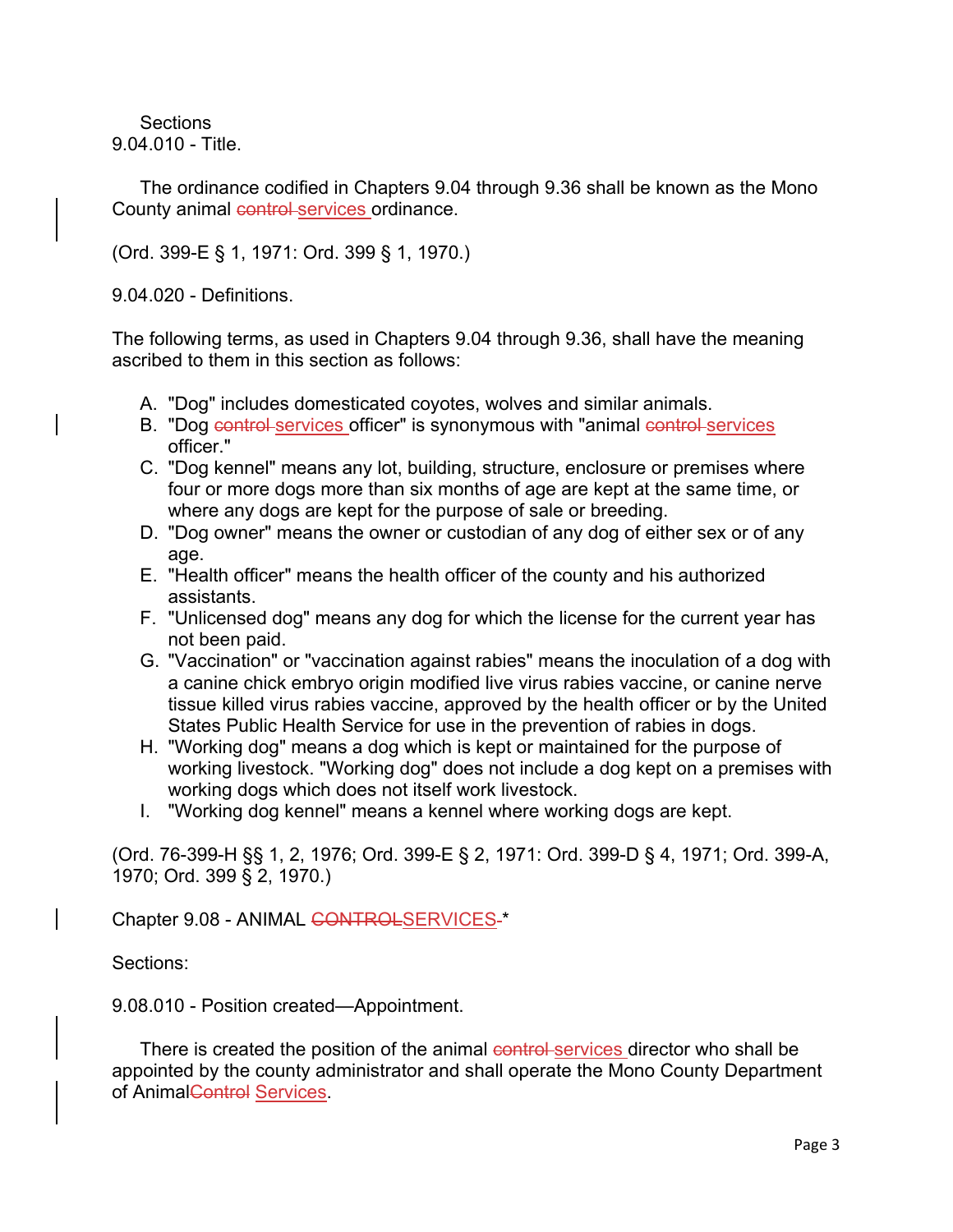Sections
9.04.010 - Title.

The ordinance codified in Chapters 9.04 through 9.36 shall be known as the Mono County animal ~~control~~ services ordinance.

(Ord. 399-E § 1, 1971: Ord. 399 § 1, 1970.)

9.04.020 - Definitions.

The following terms, as used in Chapters 9.04 through 9.36, shall have the meaning ascribed to them in this section as follows:

A. "Dog" includes domesticated coyotes, wolves and similar animals.
B. "Dog ~~control~~ services officer" is synonymous with "animal ~~control~~ services officer."
C. "Dog kennel" means any lot, building, structure, enclosure or premises where four or more dogs more than six months of age are kept at the same time, or where any dogs are kept for the purpose of sale or breeding.
D. "Dog owner" means the owner or custodian of any dog of either sex or of any age.
E. "Health officer" means the health officer of the county and his authorized assistants.
F. "Unlicensed dog" means any dog for which the license for the current year has not been paid.
G. "Vaccination" or "vaccination against rabies" means the inoculation of a dog with a canine chick embryo origin modified live virus rabies vaccine, or canine nerve tissue killed virus rabies vaccine, approved by the health officer or by the United States Public Health Service for use in the prevention of rabies in dogs.
H. "Working dog" means a dog which is kept or maintained for the purpose of working livestock. "Working dog" does not include a dog kept on a premises with working dogs which does not itself work livestock.
I. "Working dog kennel" means a kennel where working dogs are kept.

(Ord. 76-399-H §§ 1, 2, 1976; Ord. 399-E § 2, 1971: Ord. 399-D § 4, 1971; Ord. 399-A, 1970; Ord. 399 § 2, 1970.)

Chapter 9.08 - ANIMAL ~~CONTROL~~SERVICES-*

Sections:

9.08.010 - Position created—Appointment.

There is created the position of the animal ~~control~~ services director who shall be appointed by the county administrator and shall operate the Mono County Department of Animal~~Control~~ Services.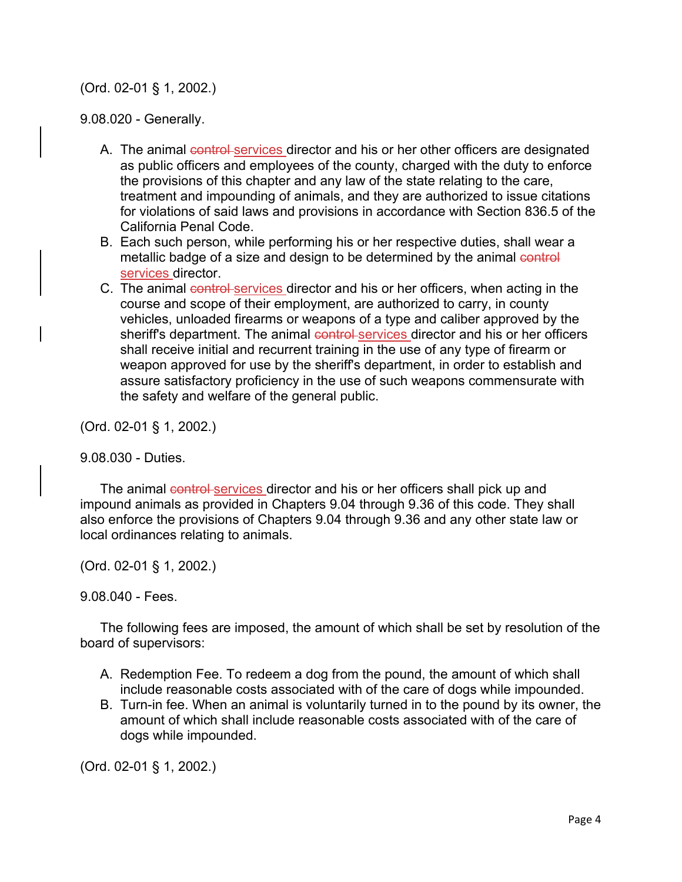(Ord. 02-01 § 1, 2002.)

9.08.020 - Generally.

A. The animal ~~control~~ <u>services</u> director and his or her other officers are designated as public officers and employees of the county, charged with the duty to enforce the provisions of this chapter and any law of the state relating to the care, treatment and impounding of animals, and they are authorized to issue citations for violations of said laws and provisions in accordance with Section 836.5 of the California Penal Code.
B. Each such person, while performing his or her respective duties, shall wear a metallic badge of a size and design to be determined by the animal ~~control~~ <u>services</u> director.
C. The animal ~~control~~ <u>services</u> director and his or her officers, when acting in the course and scope of their employment, are authorized to carry, in county vehicles, unloaded firearms or weapons of a type and caliber approved by the sheriff's department. The animal ~~control~~ <u>services</u> director and his or her officers shall receive initial and recurrent training in the use of any type of firearm or weapon approved for use by the sheriff's department, in order to establish and assure satisfactory proficiency in the use of such weapons commensurate with the safety and welfare of the general public.

(Ord. 02-01 § 1, 2002.)

9.08.030 - Duties.

The animal ~~control~~ <u>services</u> director and his or her officers shall pick up and impound animals as provided in Chapters 9.04 through 9.36 of this code. They shall also enforce the provisions of Chapters 9.04 through 9.36 and any other state law or local ordinances relating to animals.

(Ord. 02-01 § 1, 2002.)

9.08.040 - Fees.

The following fees are imposed, the amount of which shall be set by resolution of the board of supervisors:

A. Redemption Fee. To redeem a dog from the pound, the amount of which shall include reasonable costs associated with of the care of dogs while impounded.
B. Turn-in fee. When an animal is voluntarily turned in to the pound by its owner, the amount of which shall include reasonable costs associated with of the care of dogs while impounded.

(Ord. 02-01 § 1, 2002.)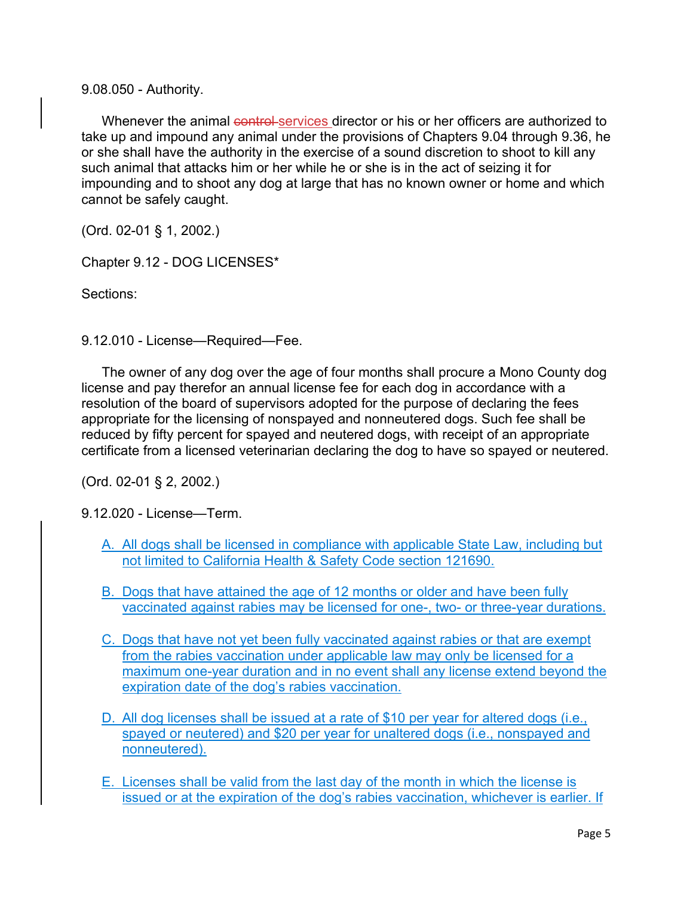9.08.050 - Authority.

Whenever the animal ~~control~~ services director or his or her officers are authorized to take up and impound any animal under the provisions of Chapters 9.04 through 9.36, he or she shall have the authority in the exercise of a sound discretion to shoot to kill any such animal that attacks him or her while he or she is in the act of seizing it for impounding and to shoot any dog at large that has no known owner or home and which cannot be safely caught.

(Ord. 02-01 § 1, 2002.)

Chapter 9.12 - DOG LICENSES*

Sections:

9.12.010 - License—Required—Fee.

The owner of any dog over the age of four months shall procure a Mono County dog license and pay therefor an annual license fee for each dog in accordance with a resolution of the board of supervisors adopted for the purpose of declaring the fees appropriate for the licensing of nonspayed and nonneutered dogs. Such fee shall be reduced by fifty percent for spayed and neutered dogs, with receipt of an appropriate certificate from a licensed veterinarian declaring the dog to have so spayed or neutered.

(Ord. 02-01 § 2, 2002.)

9.12.020 - License—Term.

A. All dogs shall be licensed in compliance with applicable State Law, including but not limited to California Health & Safety Code section 121690.

B. Dogs that have attained the age of 12 months or older and have been fully vaccinated against rabies may be licensed for one-, two- or three-year durations.

C. Dogs that have not yet been fully vaccinated against rabies or that are exempt from the rabies vaccination under applicable law may only be licensed for a maximum one-year duration and in no event shall any license extend beyond the expiration date of the dog's rabies vaccination.

D. All dog licenses shall be issued at a rate of $10 per year for altered dogs (i.e., spayed or neutered) and $20 per year for unaltered dogs (i.e., nonspayed and nonneutered).

E. Licenses shall be valid from the last day of the month in which the license is issued or at the expiration of the dog's rabies vaccination, whichever is earlier. If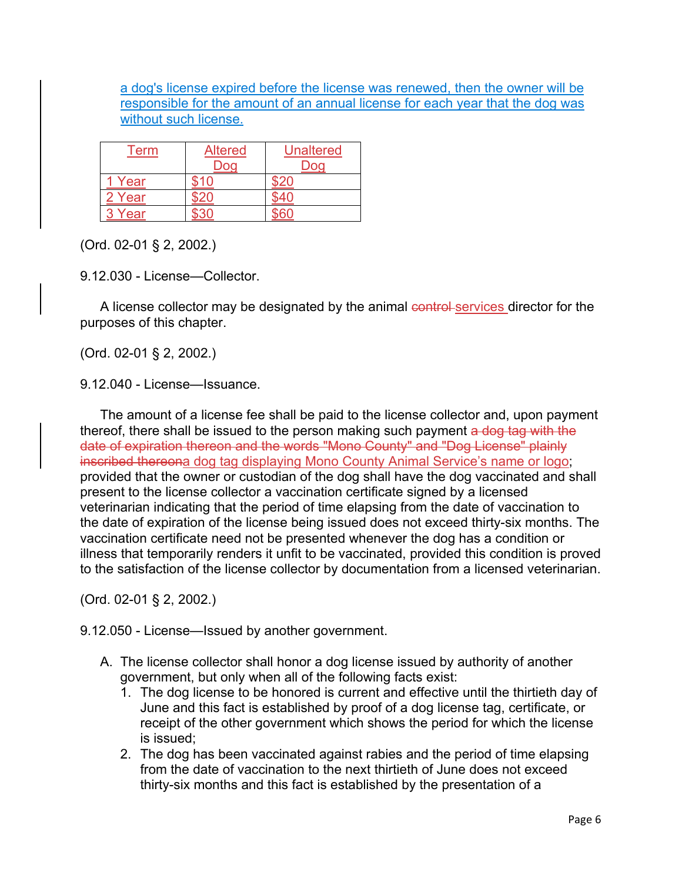a dog's license expired before the license was renewed, then the owner will be responsible for the amount of an annual license for each year that the dog was without such license.

| Term | Altered Dog | Unaltered Dog |
|---|---|---|
| 1 Year | $10 | $20 |
| 2 Year | $20 | $40 |
| 3 Year | $30 | $60 |

(Ord. 02-01 § 2, 2002.)

9.12.030 - License—Collector.

A license collector may be designated by the animal ~~control~~ services director for the purposes of this chapter.

(Ord. 02-01 § 2, 2002.)

9.12.040 - License—Issuance.

The amount of a license fee shall be paid to the license collector and, upon payment thereof, there shall be issued to the person making such payment ~~a dog tag with the date of expiration thereon and the words "Mono County" and "Dog License" plainly inscribed thereon~~a dog tag displaying Mono County Animal Service's name or logo; provided that the owner or custodian of the dog shall have the dog vaccinated and shall present to the license collector a vaccination certificate signed by a licensed veterinarian indicating that the period of time elapsing from the date of vaccination to the date of expiration of the license being issued does not exceed thirty-six months. The vaccination certificate need not be presented whenever the dog has a condition or illness that temporarily renders it unfit to be vaccinated, provided this condition is proved to the satisfaction of the license collector by documentation from a licensed veterinarian.

(Ord. 02-01 § 2, 2002.)

9.12.050 - License—Issued by another government.

A. The license collector shall honor a dog license issued by authority of another government, but only when all of the following facts exist:
   1. The dog license to be honored is current and effective until the thirtieth day of June and this fact is established by proof of a dog license tag, certificate, or receipt of the other government which shows the period for which the license is issued;
   2. The dog has been vaccinated against rabies and the period of time elapsing from the date of vaccination to the next thirtieth of June does not exceed thirty-six months and this fact is established by the presentation of a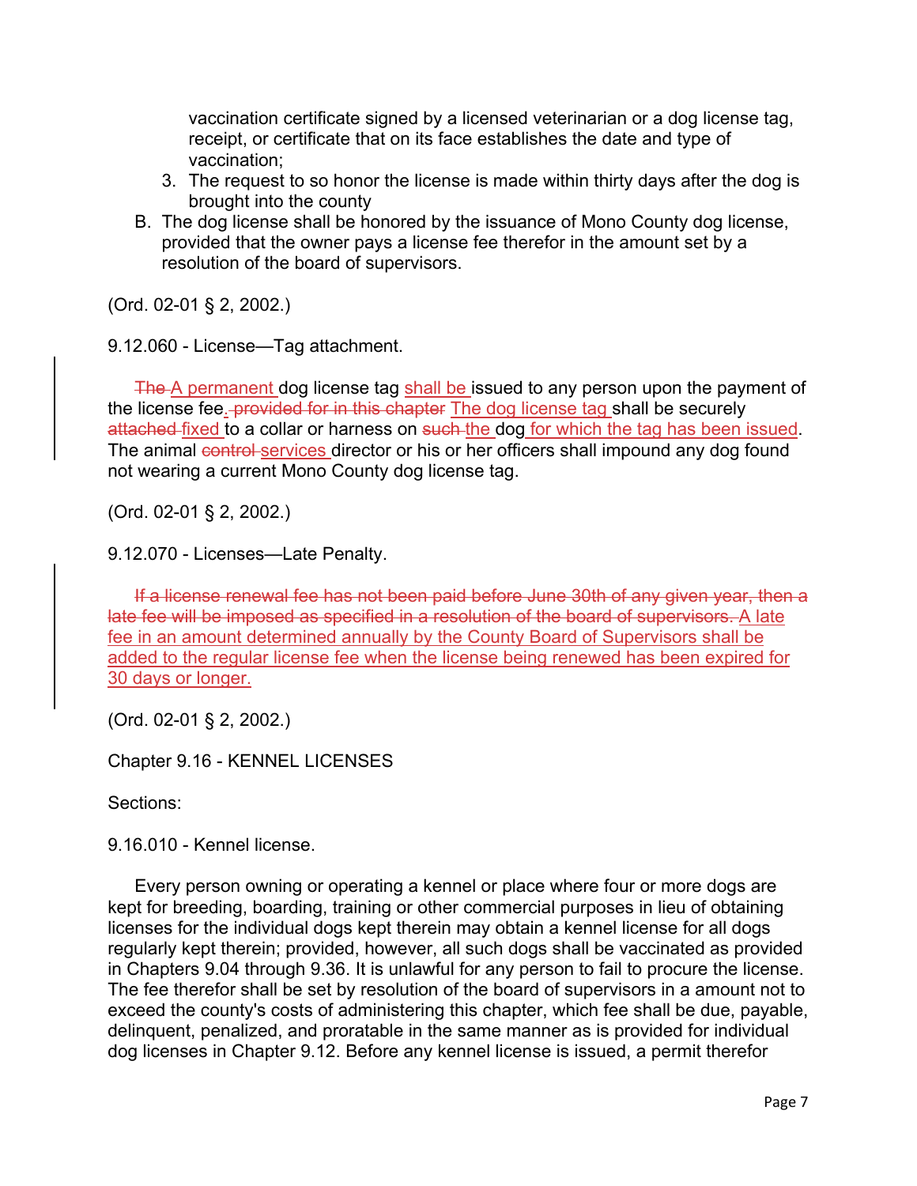vaccination certificate signed by a licensed veterinarian or a dog license tag, receipt, or certificate that on its face establishes the date and type of vaccination;

3. The request to so honor the license is made within thirty days after the dog is brought into the county

B. The dog license shall be honored by the issuance of Mono County dog license, provided that the owner pays a license fee therefor in the amount set by a resolution of the board of supervisors.

(Ord. 02-01 § 2, 2002.)

9.12.060 - License—Tag attachment.

~~The~~ A permanent dog license tag shall be issued to any person upon the payment of the license fee. ~~provided for in this chapter~~ The dog license tag shall be securely ~~attached~~ fixed to a collar or harness on ~~such~~ the dog for which the tag has been issued. The animal ~~control~~ services director or his or her officers shall impound any dog found not wearing a current Mono County dog license tag.

(Ord. 02-01 § 2, 2002.)

9.12.070 - Licenses—Late Penalty.

~~If a license renewal fee has not been paid before June 30th of any given year, then a late fee will be imposed as specified in a resolution of the board of supervisors.~~ A late fee in an amount determined annually by the County Board of Supervisors shall be added to the regular license fee when the license being renewed has been expired for 30 days or longer.

(Ord. 02-01 § 2, 2002.)

Chapter 9.16 - KENNEL LICENSES

Sections:

9.16.010 - Kennel license.

Every person owning or operating a kennel or place where four or more dogs are kept for breeding, boarding, training or other commercial purposes in lieu of obtaining licenses for the individual dogs kept therein may obtain a kennel license for all dogs regularly kept therein; provided, however, all such dogs shall be vaccinated as provided in Chapters 9.04 through 9.36. It is unlawful for any person to fail to procure the license. The fee therefor shall be set by resolution of the board of supervisors in a amount not to exceed the county's costs of administering this chapter, which fee shall be due, payable, delinquent, penalized, and proratable in the same manner as is provided for individual dog licenses in Chapter 9.12. Before any kennel license is issued, a permit therefor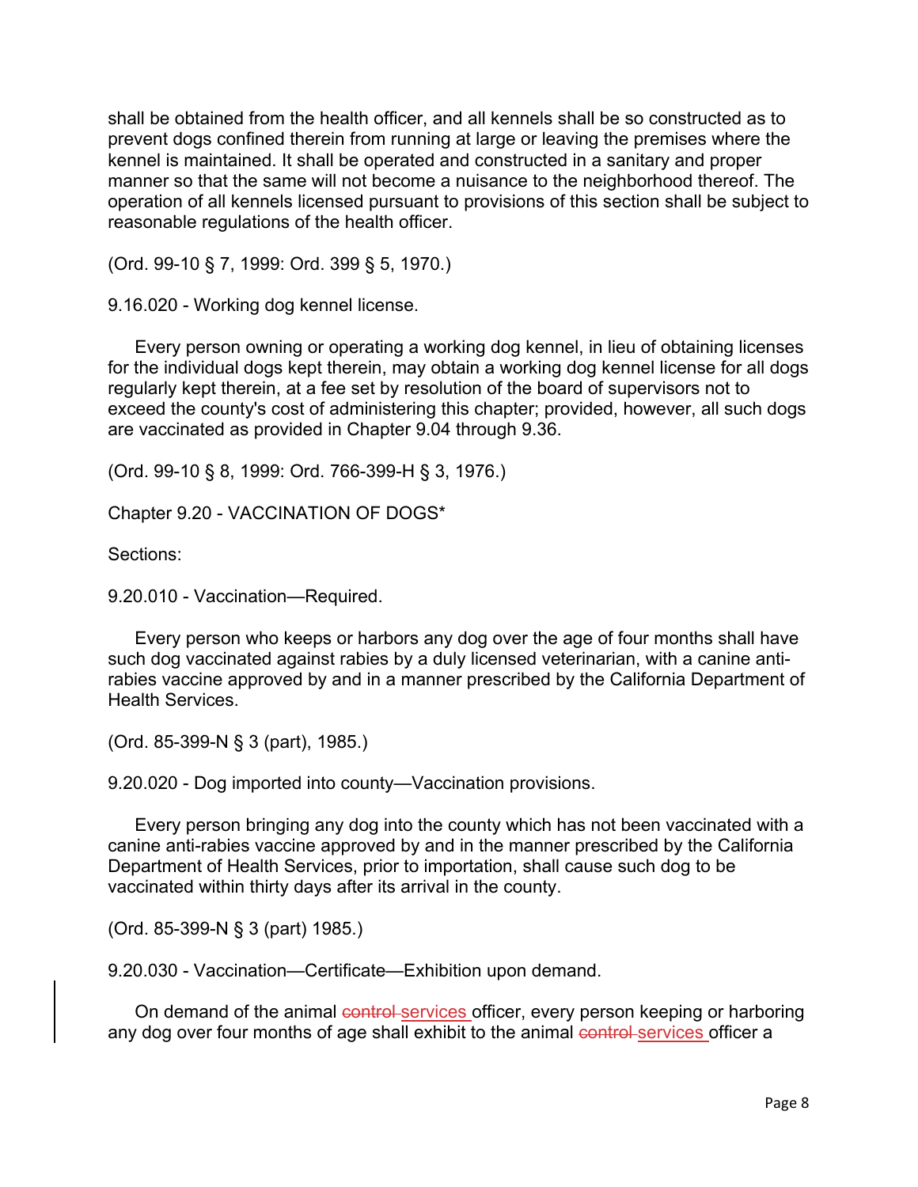shall be obtained from the health officer, and all kennels shall be so constructed as to prevent dogs confined therein from running at large or leaving the premises where the kennel is maintained. It shall be operated and constructed in a sanitary and proper manner so that the same will not become a nuisance to the neighborhood thereof. The operation of all kennels licensed pursuant to provisions of this section shall be subject to reasonable regulations of the health officer.

(Ord. 99-10 § 7, 1999: Ord. 399 § 5, 1970.)

9.16.020 - Working dog kennel license.

Every person owning or operating a working dog kennel, in lieu of obtaining licenses for the individual dogs kept therein, may obtain a working dog kennel license for all dogs regularly kept therein, at a fee set by resolution of the board of supervisors not to exceed the county's cost of administering this chapter; provided, however, all such dogs are vaccinated as provided in Chapter 9.04 through 9.36.

(Ord. 99-10 § 8, 1999: Ord. 766-399-H § 3, 1976.)

## Chapter 9.20 - VACCINATION OF DOGS*

Sections:

9.20.010 - Vaccination—Required.

Every person who keeps or harbors any dog over the age of four months shall have such dog vaccinated against rabies by a duly licensed veterinarian, with a canine anti-rabies vaccine approved by and in a manner prescribed by the California Department of Health Services.

(Ord. 85-399-N § 3 (part), 1985.)

9.20.020 - Dog imported into county—Vaccination provisions.

Every person bringing any dog into the county which has not been vaccinated with a canine anti-rabies vaccine approved by and in the manner prescribed by the California Department of Health Services, prior to importation, shall cause such dog to be vaccinated within thirty days after its arrival in the county.

(Ord. 85-399-N § 3 (part) 1985.)

9.20.030 - Vaccination—Certificate—Exhibition upon demand.

On demand of the animal ~~control~~ services officer, every person keeping or harboring any dog over four months of age shall exhibit to the animal ~~control~~ services officer a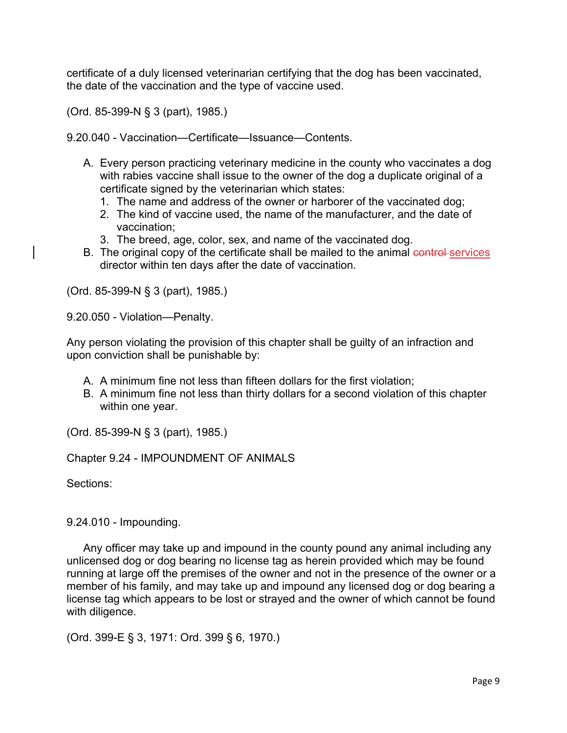certificate of a duly licensed veterinarian certifying that the dog has been vaccinated, the date of the vaccination and the type of vaccine used.

(Ord. 85-399-N § 3 (part), 1985.)

9.20.040 - Vaccination—Certificate—Issuance—Contents.

A. Every person practicing veterinary medicine in the county who vaccinates a dog with rabies vaccine shall issue to the owner of the dog a duplicate original of a certificate signed by the veterinarian which states:
   1. The name and address of the owner or harborer of the vaccinated dog;
   2. The kind of vaccine used, the name of the manufacturer, and the date of vaccination;
   3. The breed, age, color, sex, and name of the vaccinated dog.
B. The original copy of the certificate shall be mailed to the animal ~~control~~ services director within ten days after the date of vaccination.

(Ord. 85-399-N § 3 (part), 1985.)

9.20.050 - Violation—Penalty.

Any person violating the provision of this chapter shall be guilty of an infraction and upon conviction shall be punishable by:

A. A minimum fine not less than fifteen dollars for the first violation;
B. A minimum fine not less than thirty dollars for a second violation of this chapter within one year.

(Ord. 85-399-N § 3 (part), 1985.)

Chapter 9.24 - IMPOUNDMENT OF ANIMALS

Sections:

9.24.010 - Impounding.

Any officer may take up and impound in the county pound any animal including any unlicensed dog or dog bearing no license tag as herein provided which may be found running at large off the premises of the owner and not in the presence of the owner or a member of his family, and may take up and impound any licensed dog or dog bearing a license tag which appears to be lost or strayed and the owner of which cannot be found with diligence.

(Ord. 399-E § 3, 1971: Ord. 399 § 6, 1970.)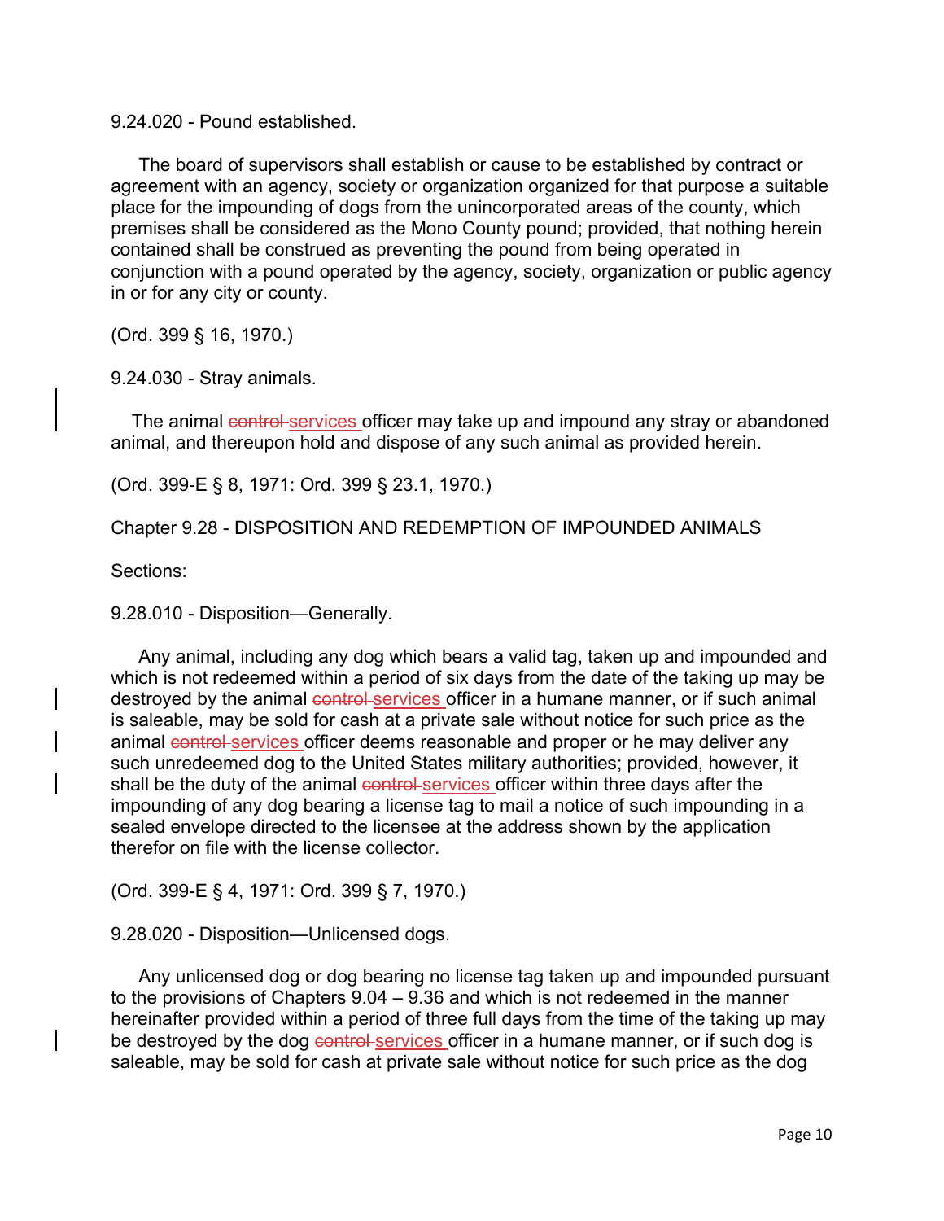9.24.020 - Pound established.

The board of supervisors shall establish or cause to be established by contract or agreement with an agency, society or organization organized for that purpose a suitable place for the impounding of dogs from the unincorporated areas of the county, which premises shall be considered as the Mono County pound; provided, that nothing herein contained shall be construed as preventing the pound from being operated in conjunction with a pound operated by the agency, society, organization or public agency in or for any city or county.

(Ord. 399 § 16, 1970.)

9.24.030 - Stray animals.

The animal ~~control~~ services officer may take up and impound any stray or abandoned animal, and thereupon hold and dispose of any such animal as provided herein.

(Ord. 399-E § 8, 1971: Ord. 399 § 23.1, 1970.)

Chapter 9.28 - DISPOSITION AND REDEMPTION OF IMPOUNDED ANIMALS

Sections:

9.28.010 - Disposition—Generally.

Any animal, including any dog which bears a valid tag, taken up and impounded and which is not redeemed within a period of six days from the date of the taking up may be destroyed by the animal ~~control~~ services officer in a humane manner, or if such animal is saleable, may be sold for cash at a private sale without notice for such price as the animal ~~control~~ services officer deems reasonable and proper or he may deliver any such unredeemed dog to the United States military authorities; provided, however, it shall be the duty of the animal ~~control~~ services officer within three days after the impounding of any dog bearing a license tag to mail a notice of such impounding in a sealed envelope directed to the licensee at the address shown by the application therefor on file with the license collector.

(Ord. 399-E § 4, 1971: Ord. 399 § 7, 1970.)

9.28.020 - Disposition—Unlicensed dogs.

Any unlicensed dog or dog bearing no license tag taken up and impounded pursuant to the provisions of Chapters 9.04 – 9.36 and which is not redeemed in the manner hereinafter provided within a period of three full days from the time of the taking up may be destroyed by the dog ~~control~~ services officer in a humane manner, or if such dog is saleable, may be sold for cash at private sale without notice for such price as the dog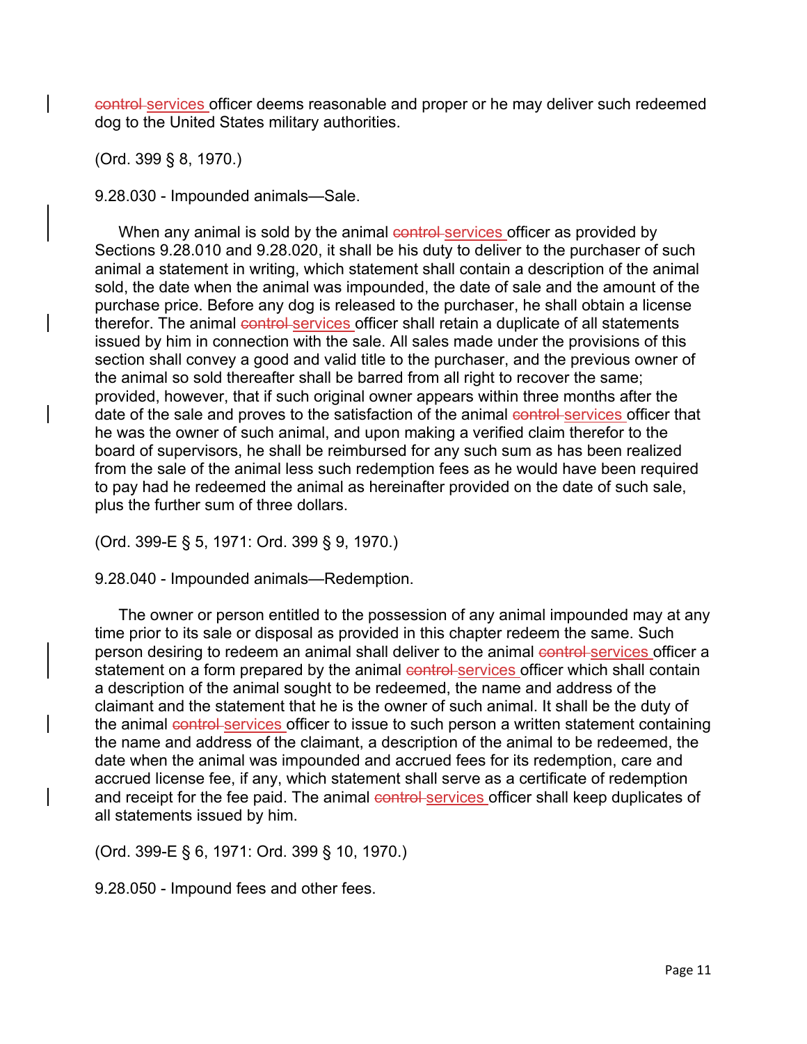~~control~~ services officer deems reasonable and proper or he may deliver such redeemed dog to the United States military authorities.

(Ord. 399 § 8, 1970.)

9.28.030 - Impounded animals—Sale.

When any animal is sold by the animal ~~control~~ services officer as provided by Sections 9.28.010 and 9.28.020, it shall be his duty to deliver to the purchaser of such animal a statement in writing, which statement shall contain a description of the animal sold, the date when the animal was impounded, the date of sale and the amount of the purchase price. Before any dog is released to the purchaser, he shall obtain a license therefor. The animal ~~control~~ services officer shall retain a duplicate of all statements issued by him in connection with the sale. All sales made under the provisions of this section shall convey a good and valid title to the purchaser, and the previous owner of the animal so sold thereafter shall be barred from all right to recover the same; provided, however, that if such original owner appears within three months after the date of the sale and proves to the satisfaction of the animal ~~control~~ services officer that he was the owner of such animal, and upon making a verified claim therefor to the board of supervisors, he shall be reimbursed for any such sum as has been realized from the sale of the animal less such redemption fees as he would have been required to pay had he redeemed the animal as hereinafter provided on the date of such sale, plus the further sum of three dollars.

(Ord. 399-E § 5, 1971: Ord. 399 § 9, 1970.)

9.28.040 - Impounded animals—Redemption.

The owner or person entitled to the possession of any animal impounded may at any time prior to its sale or disposal as provided in this chapter redeem the same. Such person desiring to redeem an animal shall deliver to the animal ~~control~~ services officer a statement on a form prepared by the animal ~~control~~ services officer which shall contain a description of the animal sought to be redeemed, the name and address of the claimant and the statement that he is the owner of such animal. It shall be the duty of the animal ~~control~~ services officer to issue to such person a written statement containing the name and address of the claimant, a description of the animal to be redeemed, the date when the animal was impounded and accrued fees for its redemption, care and accrued license fee, if any, which statement shall serve as a certificate of redemption and receipt for the fee paid. The animal ~~control~~ services officer shall keep duplicates of all statements issued by him.

(Ord. 399-E § 6, 1971: Ord. 399 § 10, 1970.)

9.28.050 - Impound fees and other fees.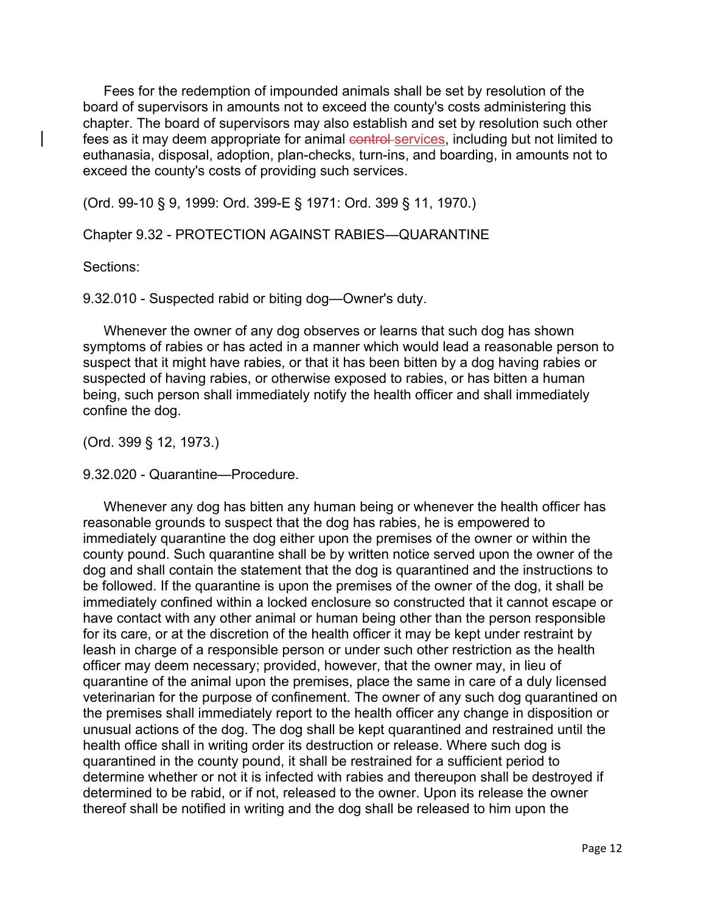Fees for the redemption of impounded animals shall be set by resolution of the board of supervisors in amounts not to exceed the county's costs administering this chapter. The board of supervisors may also establish and set by resolution such other fees as it may deem appropriate for animal ~~control~~ services, including but not limited to euthanasia, disposal, adoption, plan-checks, turn-ins, and boarding, in amounts not to exceed the county's costs of providing such services.

(Ord. 99-10 § 9, 1999: Ord. 399-E § 1971: Ord. 399 § 11, 1970.)

## Chapter 9.32 - PROTECTION AGAINST RABIES—QUARANTINE

Sections:

### 9.32.010 - Suspected rabid or biting dog—Owner's duty.

Whenever the owner of any dog observes or learns that such dog has shown symptoms of rabies or has acted in a manner which would lead a reasonable person to suspect that it might have rabies, or that it has been bitten by a dog having rabies or suspected of having rabies, or otherwise exposed to rabies, or has bitten a human being, such person shall immediately notify the health officer and shall immediately confine the dog.

(Ord. 399 § 12, 1973.)

### 9.32.020 - Quarantine—Procedure.

Whenever any dog has bitten any human being or whenever the health officer has reasonable grounds to suspect that the dog has rabies, he is empowered to immediately quarantine the dog either upon the premises of the owner or within the county pound. Such quarantine shall be by written notice served upon the owner of the dog and shall contain the statement that the dog is quarantined and the instructions to be followed. If the quarantine is upon the premises of the owner of the dog, it shall be immediately confined within a locked enclosure so constructed that it cannot escape or have contact with any other animal or human being other than the person responsible for its care, or at the discretion of the health officer it may be kept under restraint by leash in charge of a responsible person or under such other restriction as the health officer may deem necessary; provided, however, that the owner may, in lieu of quarantine of the animal upon the premises, place the same in care of a duly licensed veterinarian for the purpose of confinement. The owner of any such dog quarantined on the premises shall immediately report to the health officer any change in disposition or unusual actions of the dog. The dog shall be kept quarantined and restrained until the health office shall in writing order its destruction or release. Where such dog is quarantined in the county pound, it shall be restrained for a sufficient period to determine whether or not it is infected with rabies and thereupon shall be destroyed if determined to be rabid, or if not, released to the owner. Upon its release the owner thereof shall be notified in writing and the dog shall be released to him upon the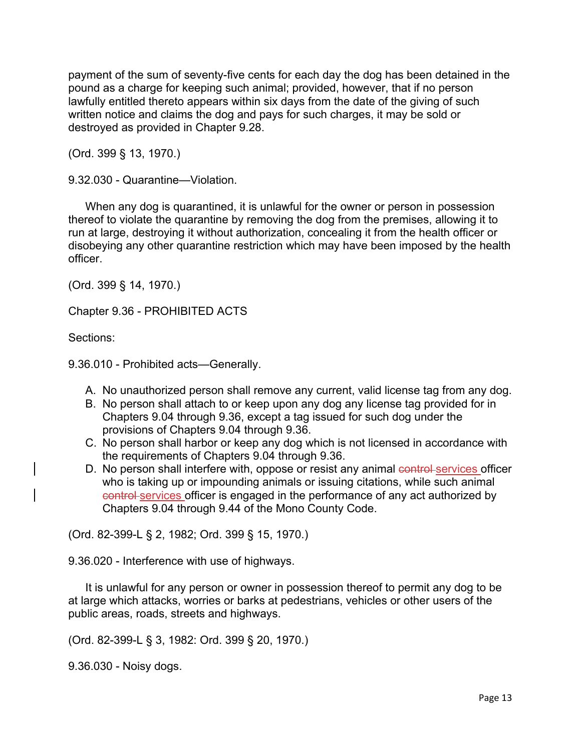payment of the sum of seventy-five cents for each day the dog has been detained in the pound as a charge for keeping such animal; provided, however, that if no person lawfully entitled thereto appears within six days from the date of the giving of such written notice and claims the dog and pays for such charges, it may be sold or destroyed as provided in Chapter 9.28.

(Ord. 399 § 13, 1970.)

9.32.030 - Quarantine—Violation.

When any dog is quarantined, it is unlawful for the owner or person in possession thereof to violate the quarantine by removing the dog from the premises, allowing it to run at large, destroying it without authorization, concealing it from the health officer or disobeying any other quarantine restriction which may have been imposed by the health officer.

(Ord. 399 § 14, 1970.)

Chapter 9.36 - PROHIBITED ACTS

Sections:

9.36.010 - Prohibited acts—Generally.

A. No unauthorized person shall remove any current, valid license tag from any dog.
B. No person shall attach to or keep upon any dog any license tag provided for in Chapters 9.04 through 9.36, except a tag issued for such dog under the provisions of Chapters 9.04 through 9.36.
C. No person shall harbor or keep any dog which is not licensed in accordance with the requirements of Chapters 9.04 through 9.36.
D. No person shall interfere with, oppose or resist any animal ~~control~~ services officer who is taking up or impounding animals or issuing citations, while such animal ~~control~~ services officer is engaged in the performance of any act authorized by Chapters 9.04 through 9.44 of the Mono County Code.

(Ord. 82-399-L § 2, 1982; Ord. 399 § 15, 1970.)

9.36.020 - Interference with use of highways.

It is unlawful for any person or owner in possession thereof to permit any dog to be at large which attacks, worries or barks at pedestrians, vehicles or other users of the public areas, roads, streets and highways.

(Ord. 82-399-L § 3, 1982: Ord. 399 § 20, 1970.)

9.36.030 - Noisy dogs.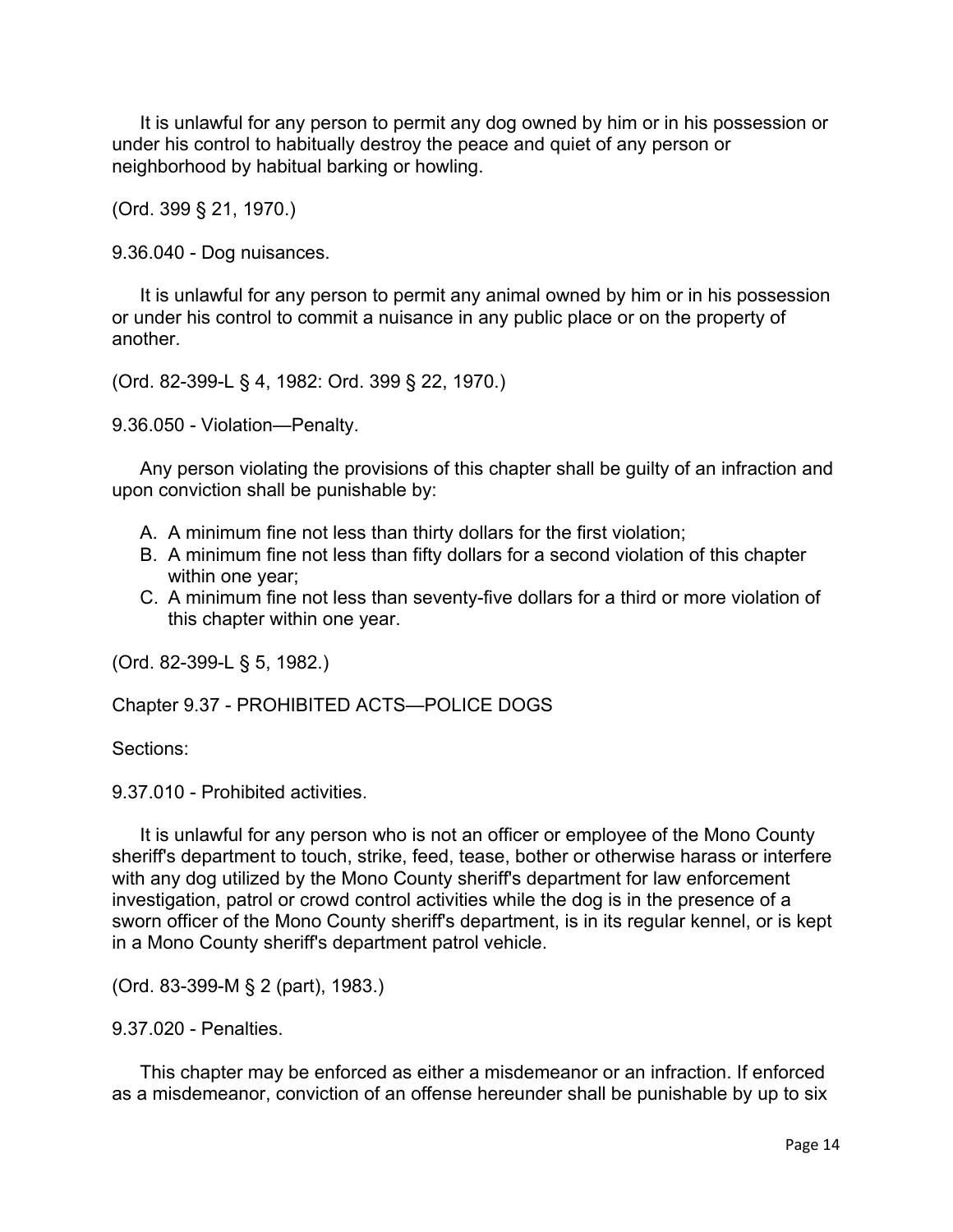It is unlawful for any person to permit any dog owned by him or in his possession or under his control to habitually destroy the peace and quiet of any person or neighborhood by habitual barking or howling.

(Ord. 399 § 21, 1970.)

### 9.36.040 - Dog nuisances.

It is unlawful for any person to permit any animal owned by him or in his possession or under his control to commit a nuisance in any public place or on the property of another.

(Ord. 82-399-L § 4, 1982: Ord. 399 § 22, 1970.)

### 9.36.050 - Violation—Penalty.

Any person violating the provisions of this chapter shall be guilty of an infraction and upon conviction shall be punishable by:

A. A minimum fine not less than thirty dollars for the first violation;
B. A minimum fine not less than fifty dollars for a second violation of this chapter within one year;
C. A minimum fine not less than seventy-five dollars for a third or more violation of this chapter within one year.

(Ord. 82-399-L § 5, 1982.)

## Chapter 9.37 - PROHIBITED ACTS—POLICE DOGS

Sections:

### 9.37.010 - Prohibited activities.

It is unlawful for any person who is not an officer or employee of the Mono County sheriff's department to touch, strike, feed, tease, bother or otherwise harass or interfere with any dog utilized by the Mono County sheriff's department for law enforcement investigation, patrol or crowd control activities while the dog is in the presence of a sworn officer of the Mono County sheriff's department, is in its regular kennel, or is kept in a Mono County sheriff's department patrol vehicle.

(Ord. 83-399-M § 2 (part), 1983.)

### 9.37.020 - Penalties.

This chapter may be enforced as either a misdemeanor or an infraction. If enforced as a misdemeanor, conviction of an offense hereunder shall be punishable by up to six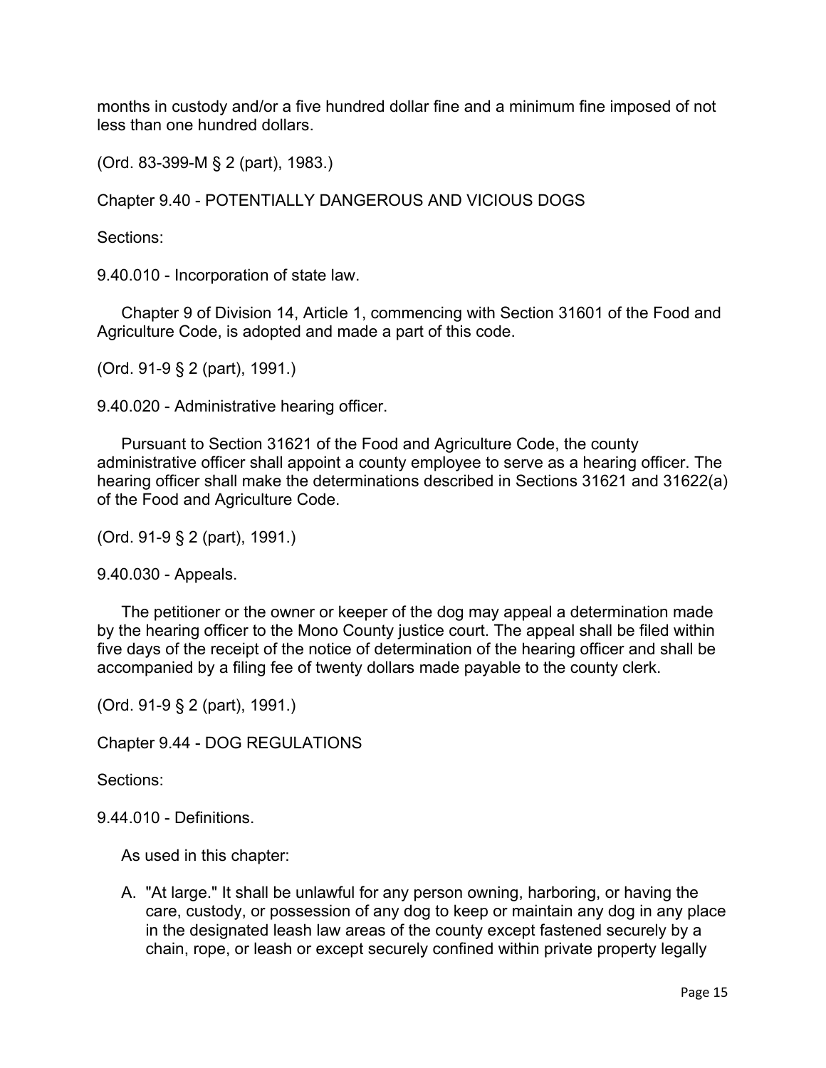months in custody and/or a five hundred dollar fine and a minimum fine imposed of not less than one hundred dollars.

(Ord. 83-399-M § 2 (part), 1983.)

## Chapter 9.40 - POTENTIALLY DANGEROUS AND VICIOUS DOGS

Sections:

### 9.40.010 - Incorporation of state law.

Chapter 9 of Division 14, Article 1, commencing with Section 31601 of the Food and Agriculture Code, is adopted and made a part of this code.

(Ord. 91-9 § 2 (part), 1991.)

### 9.40.020 - Administrative hearing officer.

Pursuant to Section 31621 of the Food and Agriculture Code, the county administrative officer shall appoint a county employee to serve as a hearing officer. The hearing officer shall make the determinations described in Sections 31621 and 31622(a) of the Food and Agriculture Code.

(Ord. 91-9 § 2 (part), 1991.)

### 9.40.030 - Appeals.

The petitioner or the owner or keeper of the dog may appeal a determination made by the hearing officer to the Mono County justice court. The appeal shall be filed within five days of the receipt of the notice of determination of the hearing officer and shall be accompanied by a filing fee of twenty dollars made payable to the county clerk.

(Ord. 91-9 § 2 (part), 1991.)

## Chapter 9.44 - DOG REGULATIONS

Sections:

### 9.44.010 - Definitions.

As used in this chapter:

A. "At large." It shall be unlawful for any person owning, harboring, or having the care, custody, or possession of any dog to keep or maintain any dog in any place in the designated leash law areas of the county except fastened securely by a chain, rope, or leash or except securely confined within private property legally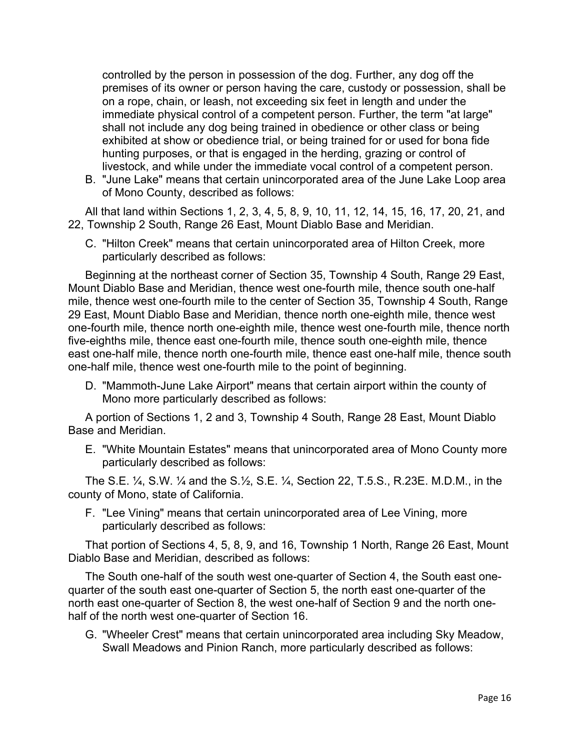controlled by the person in possession of the dog. Further, any dog off the premises of its owner or person having the care, custody or possession, shall be on a rope, chain, or leash, not exceeding six feet in length and under the immediate physical control of a competent person. Further, the term "at large" shall not include any dog being trained in obedience or other class or being exhibited at show or obedience trial, or being trained for or used for bona fide hunting purposes, or that is engaged in the herding, grazing or control of livestock, and while under the immediate vocal control of a competent person.

B. "June Lake" means that certain unincorporated area of the June Lake Loop area of Mono County, described as follows:

All that land within Sections 1, 2, 3, 4, 5, 8, 9, 10, 11, 12, 14, 15, 16, 17, 20, 21, and 22, Township 2 South, Range 26 East, Mount Diablo Base and Meridian.

C. "Hilton Creek" means that certain unincorporated area of Hilton Creek, more particularly described as follows:

Beginning at the northeast corner of Section 35, Township 4 South, Range 29 East, Mount Diablo Base and Meridian, thence west one-fourth mile, thence south one-half mile, thence west one-fourth mile to the center of Section 35, Township 4 South, Range 29 East, Mount Diablo Base and Meridian, thence north one-eighth mile, thence west one-fourth mile, thence north one-eighth mile, thence west one-fourth mile, thence north five-eighths mile, thence east one-fourth mile, thence south one-eighth mile, thence east one-half mile, thence north one-fourth mile, thence east one-half mile, thence south one-half mile, thence west one-fourth mile to the point of beginning.

D. "Mammoth-June Lake Airport" means that certain airport within the county of Mono more particularly described as follows:

A portion of Sections 1, 2 and 3, Township 4 South, Range 28 East, Mount Diablo Base and Meridian.

E. "White Mountain Estates" means that unincorporated area of Mono County more particularly described as follows:

The S.E. ¼, S.W. ¼ and the S.½, S.E. ¼, Section 22, T.5.S., R.23E. M.D.M., in the county of Mono, state of California.

F. "Lee Vining" means that certain unincorporated area of Lee Vining, more particularly described as follows:

That portion of Sections 4, 5, 8, 9, and 16, Township 1 North, Range 26 East, Mount Diablo Base and Meridian, described as follows:

The South one-half of the south west one-quarter of Section 4, the South east one-quarter of the south east one-quarter of Section 5, the north east one-quarter of the north east one-quarter of Section 8, the west one-half of Section 9 and the north one-half of the north west one-quarter of Section 16.

G. "Wheeler Crest" means that certain unincorporated area including Sky Meadow, Swall Meadows and Pinion Ranch, more particularly described as follows: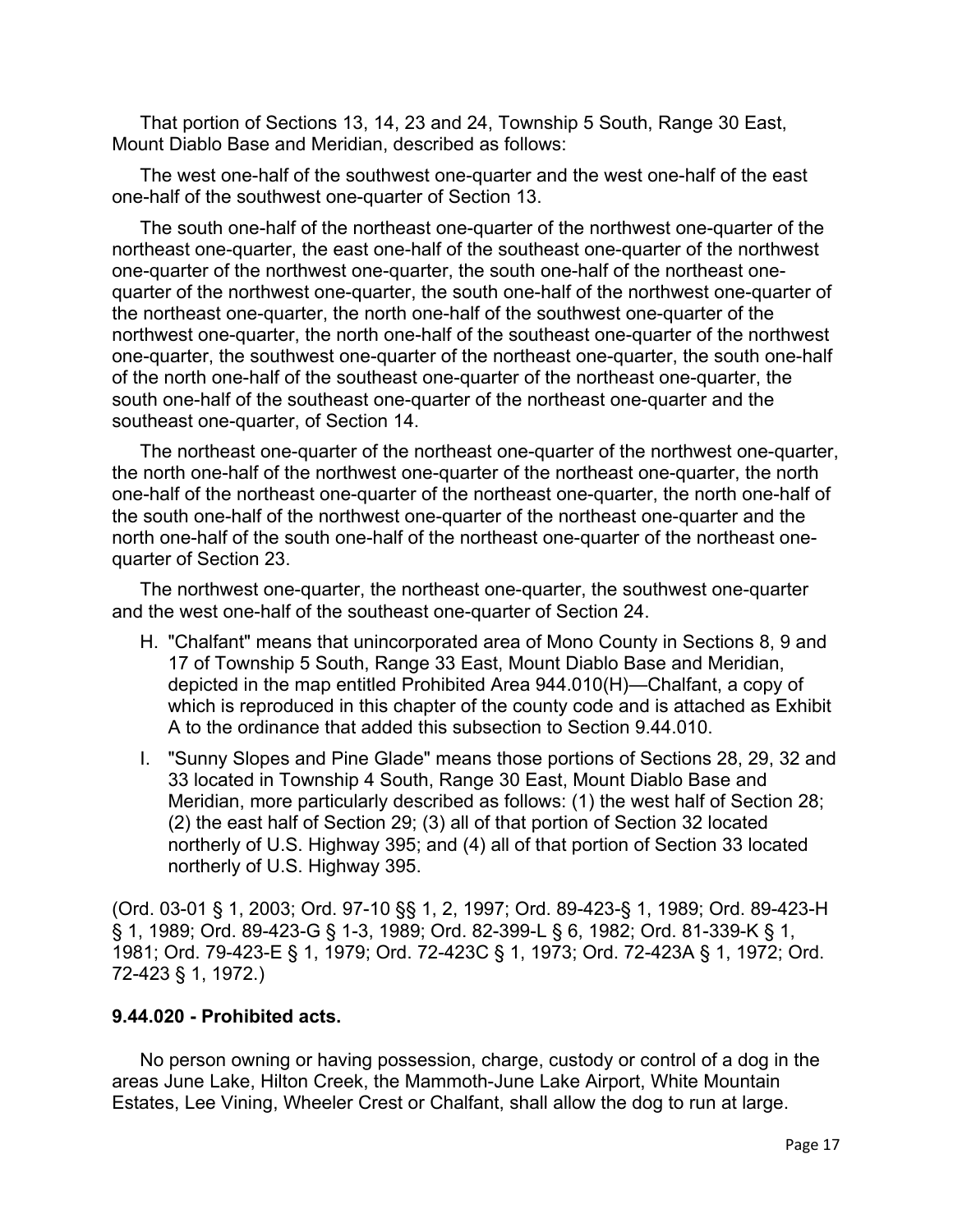That portion of Sections 13, 14, 23 and 24, Township 5 South, Range 30 East, Mount Diablo Base and Meridian, described as follows:

The west one-half of the southwest one-quarter and the west one-half of the east one-half of the southwest one-quarter of Section 13.

The south one-half of the northeast one-quarter of the northwest one-quarter of the northeast one-quarter, the east one-half of the southeast one-quarter of the northwest one-quarter of the northwest one-quarter, the south one-half of the northeast one-quarter of the northwest one-quarter, the south one-half of the northwest one-quarter of the northeast one-quarter, the north one-half of the southwest one-quarter of the northwest one-quarter, the north one-half of the southeast one-quarter of the northwest one-quarter, the southwest one-quarter of the northeast one-quarter, the south one-half of the north one-half of the southeast one-quarter of the northeast one-quarter, the south one-half of the southeast one-quarter of the northeast one-quarter and the southeast one-quarter, of Section 14.

The northeast one-quarter of the northeast one-quarter of the northwest one-quarter, the north one-half of the northwest one-quarter of the northeast one-quarter, the north one-half of the northeast one-quarter of the northeast one-quarter, the north one-half of the south one-half of the northwest one-quarter of the northeast one-quarter and the north one-half of the south one-half of the northeast one-quarter of the northeast one-quarter of Section 23.

The northwest one-quarter, the northeast one-quarter, the southwest one-quarter and the west one-half of the southeast one-quarter of Section 24.

H. "Chalfant" means that unincorporated area of Mono County in Sections 8, 9 and 17 of Township 5 South, Range 33 East, Mount Diablo Base and Meridian, depicted in the map entitled Prohibited Area 944.010(H)—Chalfant, a copy of which is reproduced in this chapter of the county code and is attached as Exhibit A to the ordinance that added this subsection to Section 9.44.010.

I. "Sunny Slopes and Pine Glade" means those portions of Sections 28, 29, 32 and 33 located in Township 4 South, Range 30 East, Mount Diablo Base and Meridian, more particularly described as follows: (1) the west half of Section 28; (2) the east half of Section 29; (3) all of that portion of Section 32 located northerly of U.S. Highway 395; and (4) all of that portion of Section 33 located northerly of U.S. Highway 395.

(Ord. 03-01 § 1, 2003; Ord. 97-10 §§ 1, 2, 1997; Ord. 89-423-§ 1, 1989; Ord. 89-423-H § 1, 1989; Ord. 89-423-G § 1-3, 1989; Ord. 82-399-L § 6, 1982; Ord. 81-339-K § 1, 1981; Ord. 79-423-E § 1, 1979; Ord. 72-423C § 1, 1973; Ord. 72-423A § 1, 1972; Ord. 72-423 § 1, 1972.)

### 9.44.020 - Prohibited acts.

No person owning or having possession, charge, custody or control of a dog in the areas June Lake, Hilton Creek, the Mammoth-June Lake Airport, White Mountain Estates, Lee Vining, Wheeler Crest or Chalfant, shall allow the dog to run at large.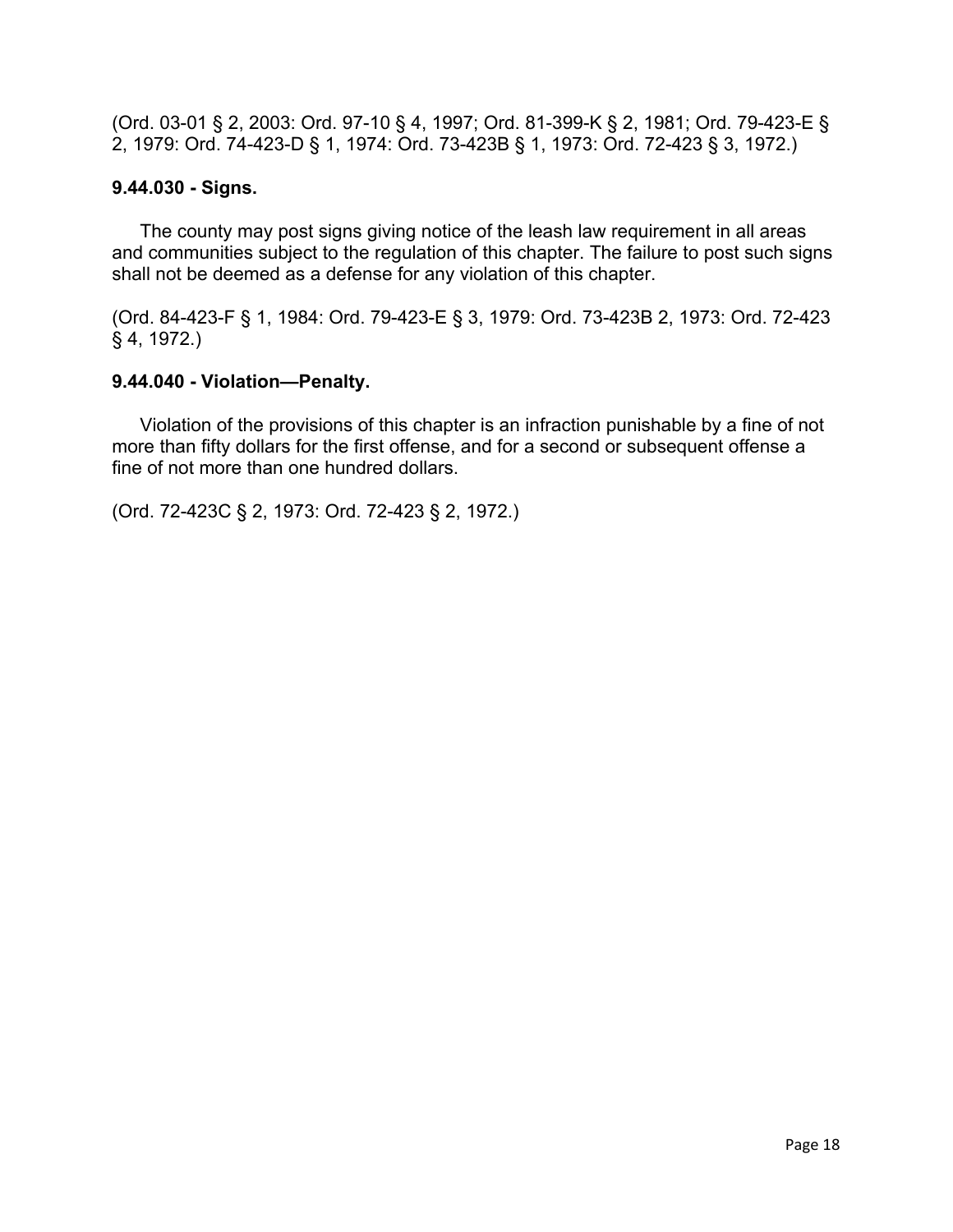(Ord. 03-01 § 2, 2003: Ord. 97-10 § 4, 1997; Ord. 81-399-K § 2, 1981; Ord. 79-423-E § 2, 1979: Ord. 74-423-D § 1, 1974: Ord. 73-423B § 1, 1973: Ord. 72-423 § 3, 1972.)

### 9.44.030 - Signs.

The county may post signs giving notice of the leash law requirement in all areas and communities subject to the regulation of this chapter. The failure to post such signs shall not be deemed as a defense for any violation of this chapter.

(Ord. 84-423-F § 1, 1984: Ord. 79-423-E § 3, 1979: Ord. 73-423B 2, 1973: Ord. 72-423 § 4, 1972.)

### 9.44.040 - Violation—Penalty.

Violation of the provisions of this chapter is an infraction punishable by a fine of not more than fifty dollars for the first offense, and for a second or subsequent offense a fine of not more than one hundred dollars.

(Ord. 72-423C § 2, 1973: Ord. 72-423 § 2, 1972.)